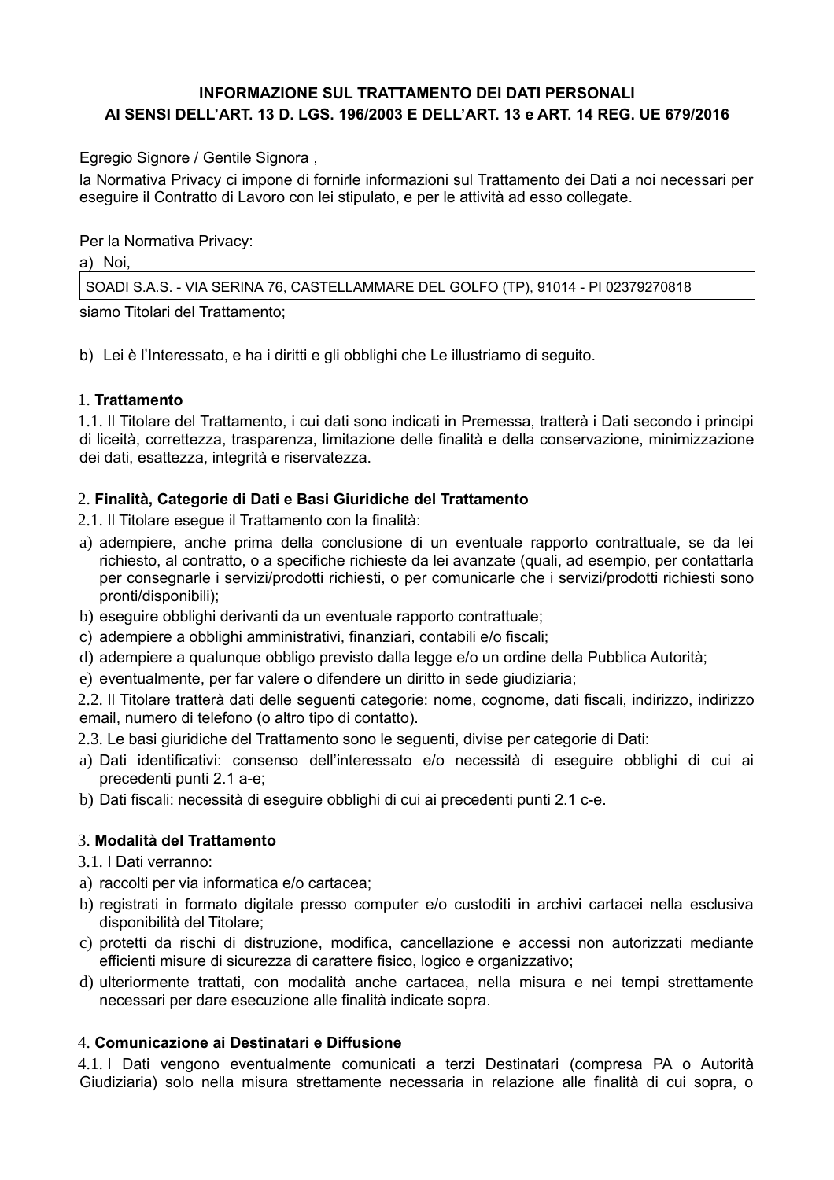**INFORMAZIONE SUL TRATTAMENTO DEI DATI PERSONALI**
**AI SENSI DELL'ART. 13 D. LGS. 196/2003 E DELL'ART. 13 e ART. 14 REG. UE 679/2016**

Egregio Signore / Gentile Signora ,

la Normativa Privacy ci impone di fornirle informazioni sul Trattamento dei Dati a noi necessari per eseguire il Contratto di Lavoro con lei stipulato, e per le attività ad esso collegate.

Per la Normativa Privacy:

a) Noi,

| SOADI S.A.S. - VIA SERINA 76, CASTELLAMMARE DEL GOLFO (TP), 91014 - PI 02379270818 |
|---|

siamo Titolari del Trattamento;

b) Lei è l'Interessato, e ha i diritti e gli obblighi che Le illustriamo di seguito.

## 1. Trattamento

1.1. Il Titolare del Trattamento, i cui dati sono indicati in Premessa, tratterà i Dati secondo i principi di liceità, correttezza, trasparenza, limitazione delle finalità e della conservazione, minimizzazione dei dati, esattezza, integrità e riservatezza.

## 2. Finalità, Categorie di Dati e Basi Giuridiche del Trattamento

2.1. Il Titolare esegue il Trattamento con la finalità:

a) adempiere, anche prima della conclusione di un eventuale rapporto contrattuale, se da lei richiesto, al contratto, o a specifiche richieste da lei avanzate (quali, ad esempio, per contattarla per consegnarle i servizi/prodotti richiesti, o per comunicarle che i servizi/prodotti richiesti sono pronti/disponibili);
b) eseguire obblighi derivanti da un eventuale rapporto contrattuale;
c) adempiere a obblighi amministrativi, finanziari, contabili e/o fiscali;
d) adempiere a qualunque obbligo previsto dalla legge e/o un ordine della Pubblica Autorità;
e) eventualmente, per far valere o difendere un diritto in sede giudiziaria;

2.2. Il Titolare tratterà dati delle seguenti categorie: nome, cognome, dati fiscali, indirizzo, indirizzo email, numero di telefono (o altro tipo di contatto).

2.3. Le basi giuridiche del Trattamento sono le seguenti, divise per categorie di Dati:

a) Dati identificativi: consenso dell'interessato e/o necessità di eseguire obblighi di cui ai precedenti punti 2.1 a-e;
b) Dati fiscali: necessità di eseguire obblighi di cui ai precedenti punti 2.1 c-e.

## 3. Modalità del Trattamento

3.1. I Dati verranno:

a) raccolti per via informatica e/o cartacea;
b) registrati in formato digitale presso computer e/o custoditi in archivi cartacei nella esclusiva disponibilità del Titolare;
c) protetti da rischi di distruzione, modifica, cancellazione e accessi non autorizzati mediante efficienti misure di sicurezza di carattere fisico, logico e organizzativo;
d) ulteriormente trattati, con modalità anche cartacea, nella misura e nei tempi strettamente necessari per dare esecuzione alle finalità indicate sopra.

## 4. Comunicazione ai Destinatari e Diffusione

4.1. I Dati vengono eventualmente comunicati a terzi Destinatari (compresa PA o Autorità Giudiziaria) solo nella misura strettamente necessaria in relazione alle finalità di cui sopra, o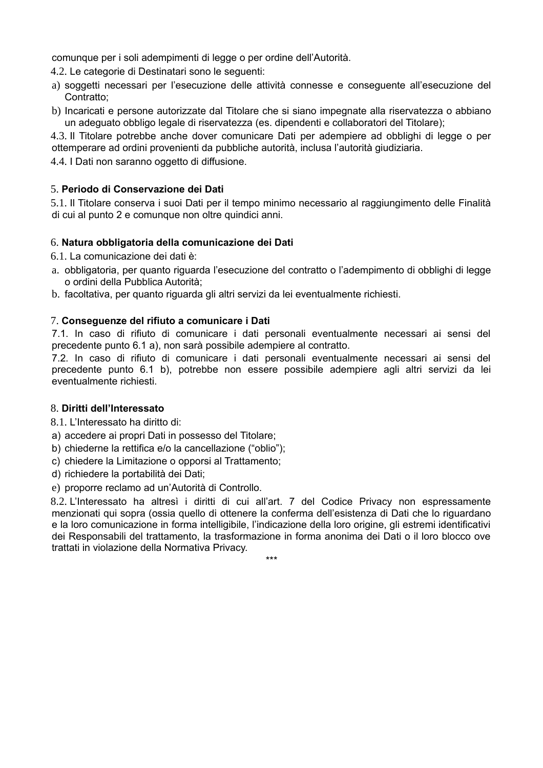comunque per i soli adempimenti di legge o per ordine dell'Autorità.

4.2. Le categorie di Destinatari sono le seguenti:

a) soggetti necessari per l'esecuzione delle attività connesse e conseguente all'esecuzione del Contratto;
b) Incaricati e persone autorizzate dal Titolare che si siano impegnate alla riservatezza o abbiano un adeguato obbligo legale di riservatezza (es. dipendenti e collaboratori del Titolare);

4.3. Il Titolare potrebbe anche dover comunicare Dati per adempiere ad obblighi di legge o per ottemperare ad ordini provenienti da pubbliche autorità, inclusa l'autorità giudiziaria.

4.4. I Dati non saranno oggetto di diffusione.

## 5. **Periodo di Conservazione dei Dati**

5.1. Il Titolare conserva i suoi Dati per il tempo minimo necessario al raggiungimento delle Finalità di cui al punto 2 e comunque non oltre quindici anni.

## 6. **Natura obbligatoria della comunicazione dei Dati**

6.1. La comunicazione dei dati è:

a. obbligatoria, per quanto riguarda l'esecuzione del contratto o l'adempimento di obblighi di legge o ordini della Pubblica Autorità;
b. facoltativa, per quanto riguarda gli altri servizi da lei eventualmente richiesti.

## 7. **Conseguenze del rifiuto a comunicare i Dati**

7.1. In caso di rifiuto di comunicare i dati personali eventualmente necessari ai sensi del precedente punto 6.1 a), non sarà possibile adempiere al contratto.

7.2. In caso di rifiuto di comunicare i dati personali eventualmente necessari ai sensi del precedente punto 6.1 b), potrebbe non essere possibile adempiere agli altri servizi da lei eventualmente richiesti.

## 8. **Diritti dell'Interessato**

8.1. L'Interessato ha diritto di:

a) accedere ai propri Dati in possesso del Titolare;
b) chiederne la rettifica e/o la cancellazione ("oblio");
c) chiedere la Limitazione o opporsi al Trattamento;
d) richiedere la portabilità dei Dati;
e) proporre reclamo ad un'Autorità di Controllo.

8.2. L'Interessato ha altresì i diritti di cui all'art. 7 del Codice Privacy non espressamente menzionati qui sopra (ossia quello di ottenere la conferma dell'esistenza di Dati che lo riguardano e la loro comunicazione in forma intelligibile, l'indicazione della loro origine, gli estremi identificativi dei Responsabili del trattamento, la trasformazione in forma anonima dei Dati o il loro blocco ove trattati in violazione della Normativa Privacy.

***